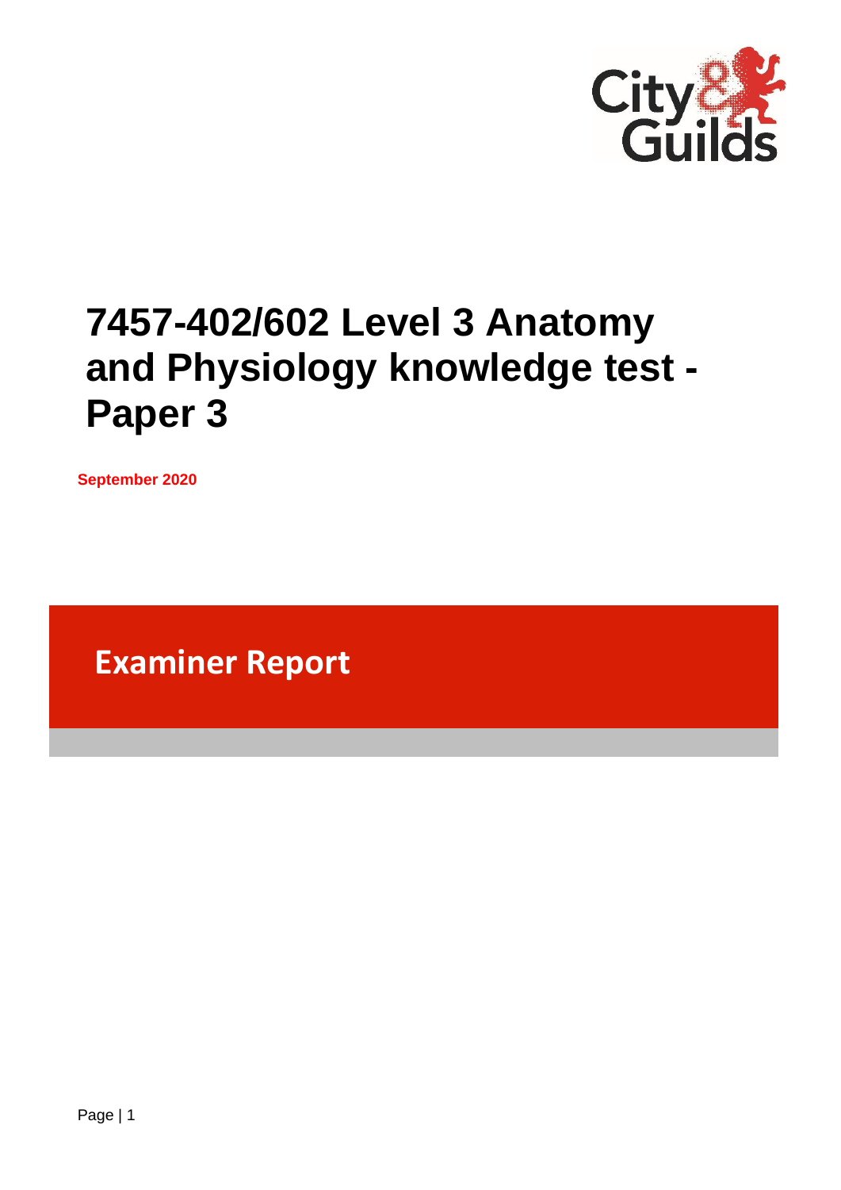# 7457-402/602 Level 3 Anatomy and Physiology knowledge test - Paper 3

**September 2020**

## Examiner Report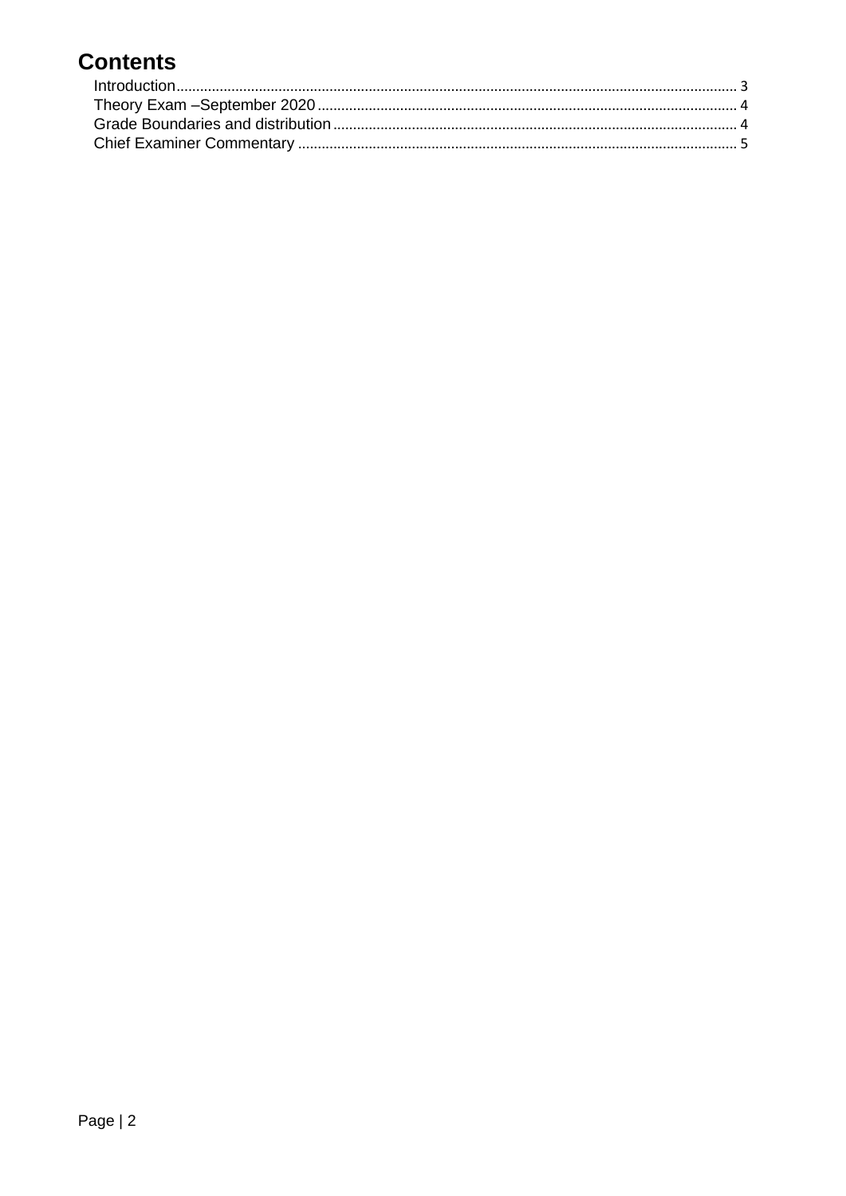# Contents

Introduction .......... 3
Theory Exam –September 2020 .......... 4
Grade Boundaries and distribution .......... 4
Chief Examiner Commentary .......... 5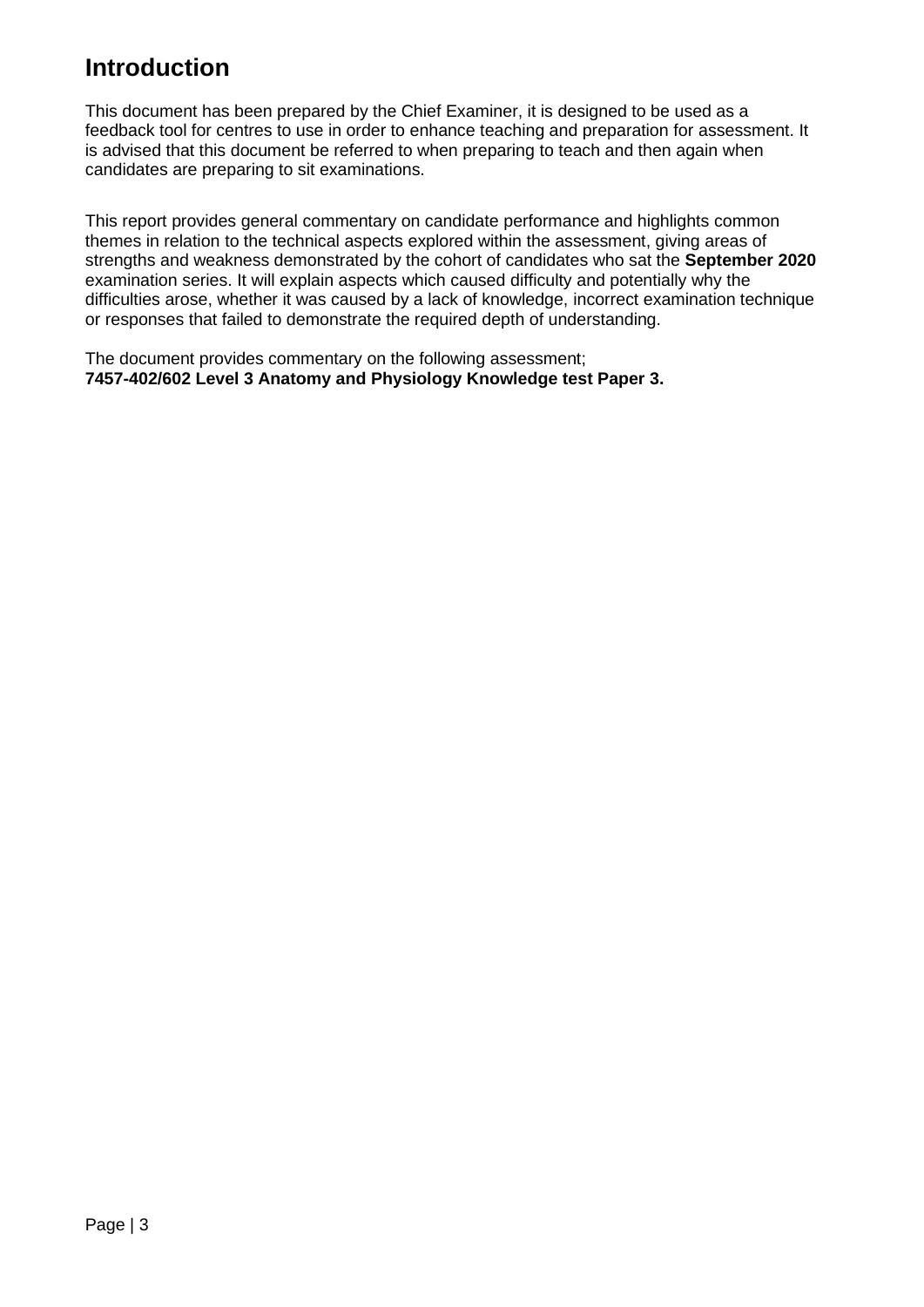# Introduction

This document has been prepared by the Chief Examiner, it is designed to be used as a feedback tool for centres to use in order to enhance teaching and preparation for assessment. It is advised that this document be referred to when preparing to teach and then again when candidates are preparing to sit examinations.

This report provides general commentary on candidate performance and highlights common themes in relation to the technical aspects explored within the assessment, giving areas of strengths and weakness demonstrated by the cohort of candidates who sat the **September 2020** examination series. It will explain aspects which caused difficulty and potentially why the difficulties arose, whether it was caused by a lack of knowledge, incorrect examination technique or responses that failed to demonstrate the required depth of understanding.

The document provides commentary on the following assessment;
**7457-402/602 Level 3 Anatomy and Physiology Knowledge test Paper 3.**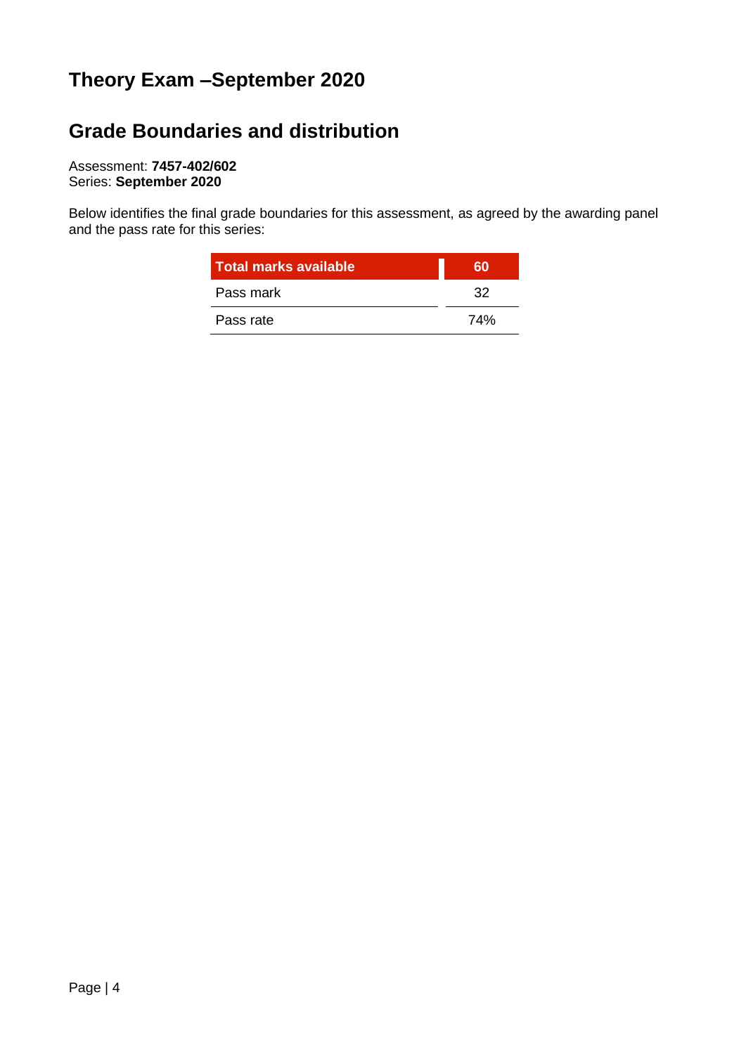# Theory Exam –September 2020

## Grade Boundaries and distribution

Assessment: **7457-402/602**
Series: **September 2020**

Below identifies the final grade boundaries for this assessment, as agreed by the awarding panel and the pass rate for this series:

| Total marks available | 60 |
|---|---|
| Pass mark | 32 |
| Pass rate | 74% |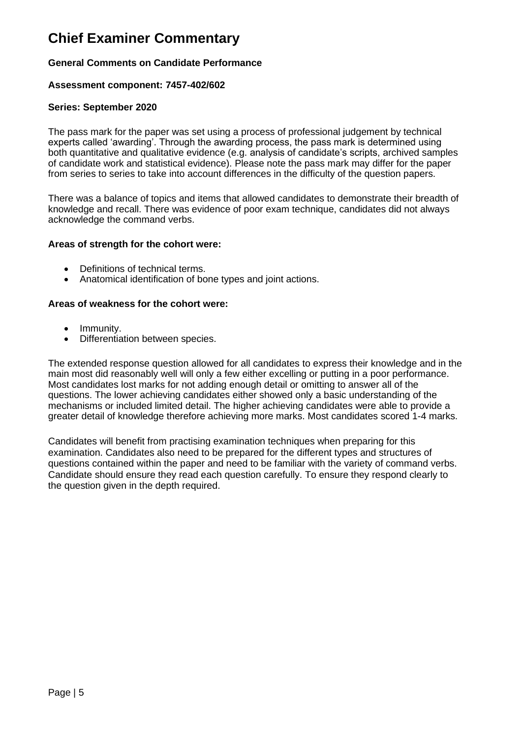# Chief Examiner Commentary

**General Comments on Candidate Performance**

**Assessment component: 7457-402/602**

**Series: September 2020**

The pass mark for the paper was set using a process of professional judgement by technical experts called 'awarding'. Through the awarding process, the pass mark is determined using both quantitative and qualitative evidence (e.g. analysis of candidate's scripts, archived samples of candidate work and statistical evidence). Please note the pass mark may differ for the paper from series to series to take into account differences in the difficulty of the question papers.

There was a balance of topics and items that allowed candidates to demonstrate their breadth of knowledge and recall. There was evidence of poor exam technique, candidates did not always acknowledge the command verbs.

**Areas of strength for the cohort were:**

- Definitions of technical terms.
- Anatomical identification of bone types and joint actions.

**Areas of weakness for the cohort were:**

- Immunity.
- Differentiation between species.

The extended response question allowed for all candidates to express their knowledge and in the main most did reasonably well will only a few either excelling or putting in a poor performance. Most candidates lost marks for not adding enough detail or omitting to answer all of the questions. The lower achieving candidates either showed only a basic understanding of the mechanisms or included limited detail. The higher achieving candidates were able to provide a greater detail of knowledge therefore achieving more marks. Most candidates scored 1-4 marks.

Candidates will benefit from practising examination techniques when preparing for this examination. Candidates also need to be prepared for the different types and structures of questions contained within the paper and need to be familiar with the variety of command verbs. Candidate should ensure they read each question carefully. To ensure they respond clearly to the question given in the depth required.